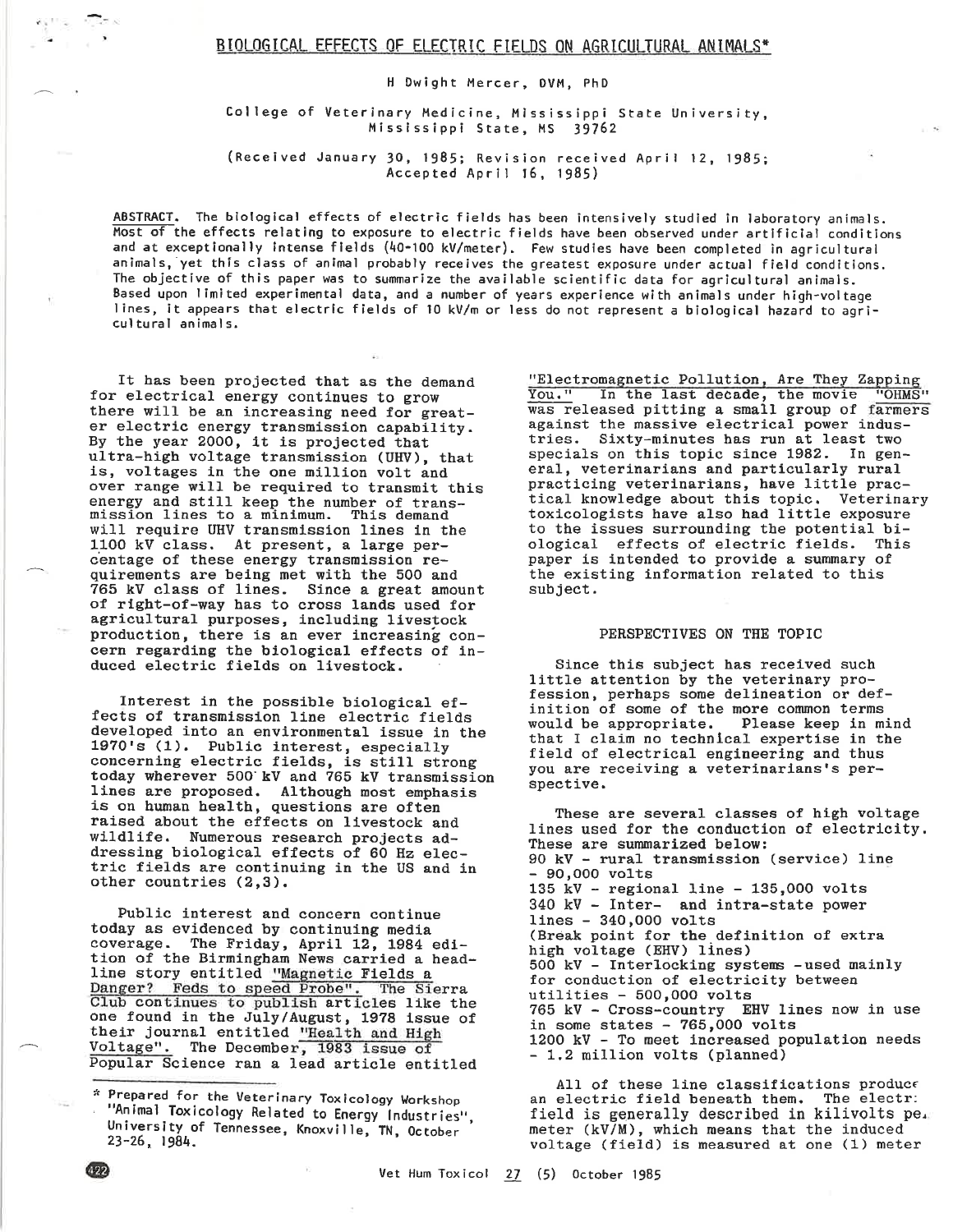# BIOLOGICAL EFFECTS OF ELECTRIC FIELDS ON AGRICULTURAL ANIMALS*

H Dwight Mercer, DVM, PhD

College of Veterinary Medicine, Mississippi State University, Mississippi State, MS 39762

(Received January 30, 1985; Revision received April 12, 1985; Accepted April 16, 1985)

**ABSTRACT.** The biological effects of electric fields has been intensively studied in laboratory animals. Most of the effects relating to exposure to electric fields have been observed under artificial conditions and at exceptionally intense fields (40-100 kV/meter). Few studies have been completed in agricultural animals, yet this class of animal probably receives the greatest exposure under actual field conditions. The objective of this paper was to summarize the available scientific data for agricultural animals. Based upon limited experimental data, and a number of years experience with animals under high-voltage lines, it appears that electric fields of 10 kV/m or less do not represent a biological hazard to agricultural animals.

It has been projected that as the demand for electrical energy continues to grow there will be an increasing need for greater electric energy transmission capability. By the year 2000, it is projected that ultra-high voltage transmission (UHV), that is, voltages in the one million volt and over range will be required to transmit this energy and still keep the number of transmission lines to a minimum. This demand will require UHV transmission lines in the 1100 kV class. At present, a large percentage of these energy transmission requirements are being met with the 500 and 765 kV class of lines. Since a great amount of right-of-way has to cross lands used for agricultural purposes, including livestock production, there is an ever increasing concern regarding the biological effects of induced electric fields on livestock.

Interest in the possible biological effects of transmission line electric fields developed into an environmental issue in the 1970's (1). Public interest, especially concerning electric fields, is still strong today wherever 500 kV and 765 kV transmission lines are proposed. Although most emphasis is on human health, questions are often raised about the effects on livestock and wildlife. Numerous research projects addressing biological effects of 60 Hz electric fields are continuing in the US and in other countries (2,3).

Public interest and concern continue today as evidenced by continuing media coverage. The Friday, April 12, 1984 edition of the Birmingham News carried a headline story entitled "Magnetic Fields a Danger? Feds to speed Probe". The Sierra Club continues to publish articles like the one found in the July/August, 1978 issue of their journal entitled "Health and High Voltage". The December, 1983 issue of Popular Science ran a lead article entitled "Electromagnetic Pollution, Are They Zapping You." In the last decade, the movie "OHMS" was released pitting a small group of farmers against the massive electrical power industries. Sixty-minutes has run at least two specials on this topic since 1982. In general, veterinarians and particularly rural practicing veterinarians, have little practical knowledge about this topic. Veterinary toxicologists have also had little exposure to the issues surrounding the potential biological effects of electric fields. This paper is intended to provide a summary of the existing information related to this subject.

## PERSPECTIVES ON THE TOPIC

Since this subject has received such little attention by the veterinary profession, perhaps some delineation or definition of some of the more common terms would be appropriate. Please keep in mind that I claim no technical expertise in the field of electrical engineering and thus you are receiving a veterinarians's perspective.

These are several classes of high voltage lines used for the conduction of electricity. These are summarized below:

90 kV - rural transmission (service) line - 90,000 volts
135 kV - regional line - 135,000 volts
340 kV - Inter- and intra-state power lines - 340,000 volts
(Break point for the definition of extra high voltage (EHV) lines)
500 kV - Interlocking systems -used mainly for conduction of electricity between utilities - 500,000 volts
765 kV - Cross-country EHV lines now in use in some states - 765,000 volts
1200 kV - To meet increased population needs - 1.2 million volts (planned)

All of these line classifications produce an electric field beneath them. The electric field is generally described in kilivolts per meter (kV/M), which means that the induced voltage (field) is measured at one (1) meter

---

* Prepared for the Veterinary Toxicology Workshop "Animal Toxicology Related to Energy Industries", University of Tennessee, Knoxville, TN, October 23-26, 1984.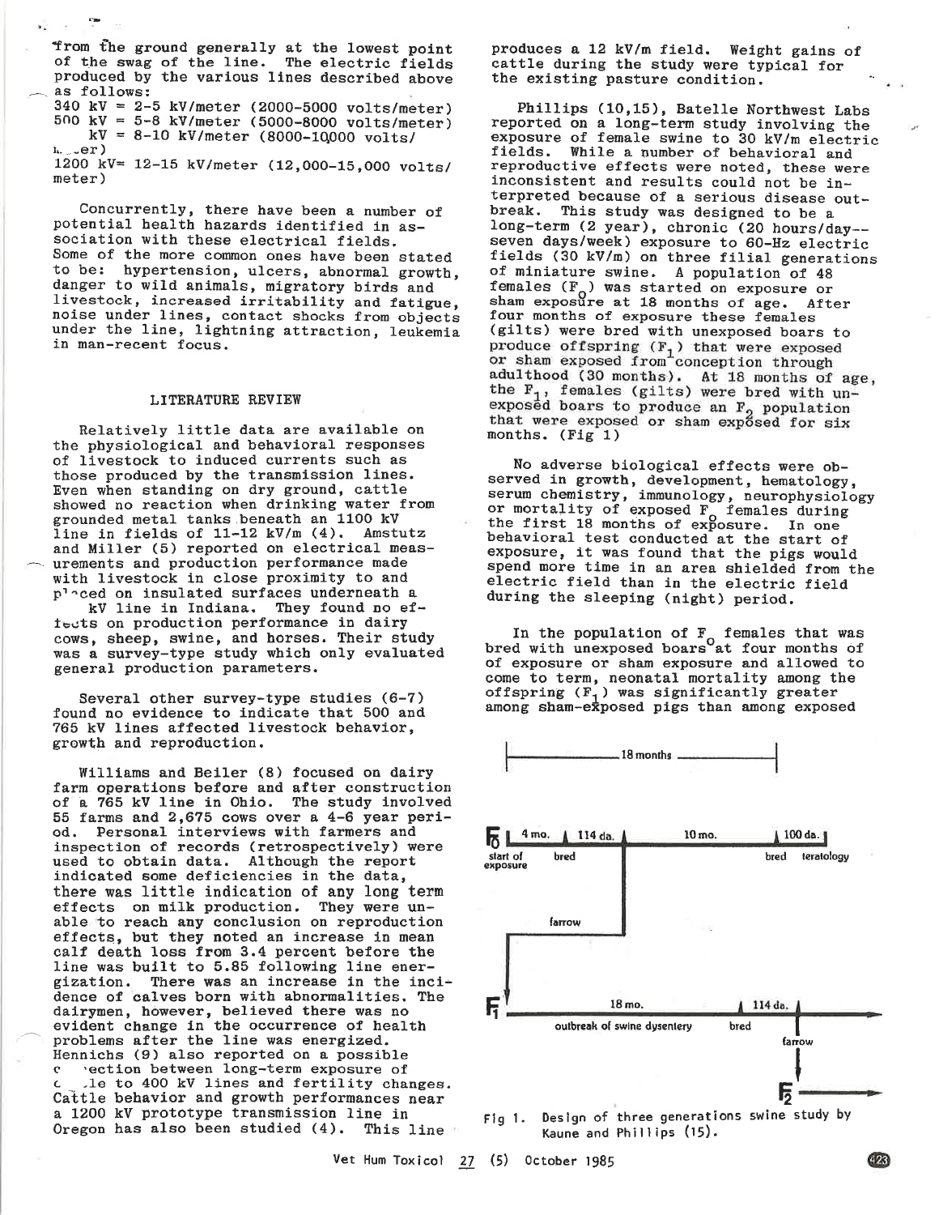from the ground generally at the lowest point of the swag of the line. The electric fields produced by the various lines described above as follows:

340 kV = 2-5 kV/meter (2000-5000 volts/meter)
500 kV = 5-8 kV/meter (5000-8000 volts/meter)
kV = 8-10 kV/meter (8000-10,000 volts/meter)
1200 kV= 12-15 kV/meter (12,000-15,000 volts/meter)

Concurrently, there have been a number of potential health hazards identified in association with these electrical fields. Some of the more common ones have been stated to be: hypertension, ulcers, abnormal growth, danger to wild animals, migratory birds and livestock, increased irritability and fatigue, noise under lines, contact shocks from objects under the line, lightning attraction, leukemia in man-recent focus.

## LITERATURE REVIEW

Relatively little data are available on the physiological and behavioral responses of livestock to induced currents such as those produced by the transmission lines. Even when standing on dry ground, cattle showed no reaction when drinking water from grounded metal tanks beneath an 1100 kV line in fields of 11-12 kV/m (4). Amstutz and Miller (5) reported on electrical measurements and production performance made with livestock in close proximity to and placed on insulated surfaces underneath a kV line in Indiana. They found no effects on production performance in dairy cows, sheep, swine, and horses. Their study was a survey-type study which only evaluated general production parameters.

Several other survey-type studies (6-7) found no evidence to indicate that 500 and 765 kV lines affected livestock behavior, growth and reproduction.

Williams and Beiler (8) focused on dairy farm operations before and after construction of a 765 kV line in Ohio. The study involved 55 farms and 2,675 cows over a 4-6 year period. Personal interviews with farmers and inspection of records (retrospectively) were used to obtain data. Although the report indicated some deficiencies in the data, there was little indication of any long term effects on milk production. They were unable to reach any conclusion on reproduction effects, but they noted an increase in mean calf death loss from 3.4 percent before the line was built to 5.85 following line energization. There was an increase in the incidence of calves born with abnormalities. The dairymen, however, believed there was no evident change in the occurrence of health problems after the line was energized. Hennichs (9) also reported on a possible connection between long-term exposure of cattle to 400 kV lines and fertility changes. Cattle behavior and growth performances near a 1200 kV prototype transmission line in Oregon has also been studied (4). This line produces a 12 kV/m field. Weight gains of cattle during the study were typical for the existing pasture condition.

Phillips (10,15), Batelle Northwest Labs reported on a long-term study involving the exposure of female swine to 30 kV/m electric fields. While a number of behavioral and reproductive effects were noted, these were inconsistent and results could not be interpreted because of a serious disease outbreak. This study was designed to be a long-term (2 year), chronic (20 hours/day--seven days/week) exposure to 60-Hz electric fields (30 kV/m) on three filial generations of miniature swine. A population of 48 females ($F_0$) was started on exposure or sham exposure at 18 months of age. After four months of exposure these females (gilts) were bred with unexposed boars to produce offspring ($F_1$) that were exposed or sham exposed from conception through adulthood (30 months). At 18 months of age, the $F_1$, females (gilts) were bred with unexposed boars to produce an $F_2$ population that were exposed or sham exposed for six months. (Fig 1)

No adverse biological effects were observed in growth, development, hematology, serum chemistry, immunology, neurophysiology or mortality of exposed $F_0$ females during the first 18 months of exposure. In one behavioral test conducted at the start of exposure, it was found that the pigs would spend more time in an area shielded from the electric field than in the electric field during the sleeping (night) period.

In the population of $F_0$ females that was bred with unexposed boars at four months of of exposure or sham exposure and allowed to come to term, neonatal mortality among the offspring ($F_1$) was significantly greater among sham-exposed pigs than among exposed

Fig 1. Design of three generations swine study by Kaune and Phillips (15).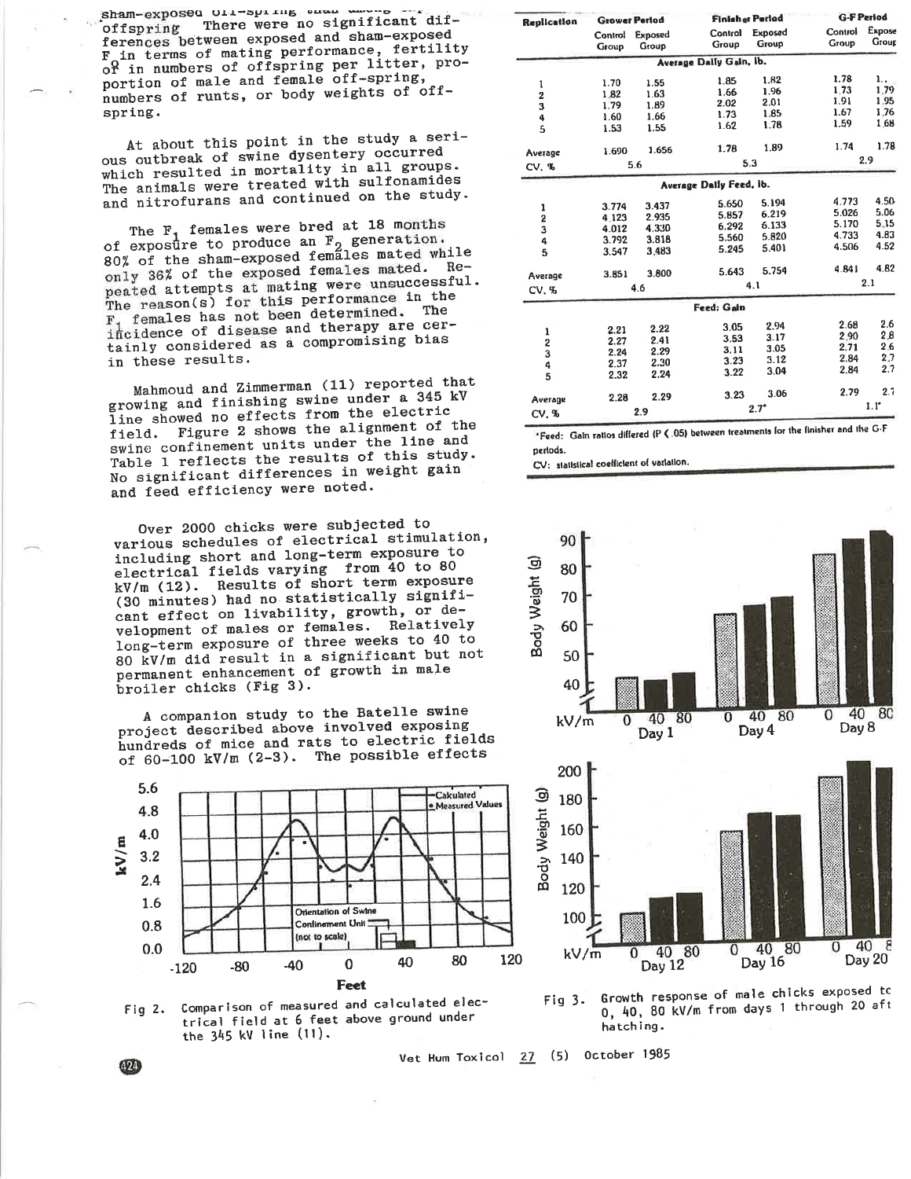sham-exposed off-spring than among the offspring. There were no significant differences between exposed and sham-exposed F in terms of mating performance, fertility of in numbers of offspring per litter, proportion of male and female off-spring, numbers of runts, or body weights of offspring.

At about this point in the study a serious outbreak of swine dysentery occurred which resulted in mortality in all groups. The animals were treated with sulfonamides and nitrofurans and continued on the study.

The $F_1$ females were bred at 18 months of exposure to produce an $F_2$ generation. 80% of the sham-exposed females mated while only 36% of the exposed females mated. Repeated attempts at mating were unsuccessful. The reason(s) for this performance in the $F_1$ females has not been determined. The incidence of disease and therapy are certainly considered as a compromising bias in these results.

Mahmoud and Zimmerman (11) reported that growing and finishing swine under a 345 kV line showed no effects from the electric field. Figure 2 shows the alignment of the swine confinement units under the line and Table 1 reflects the results of this study. No significant differences in weight gain and feed efficiency were noted.

Over 2000 chicks were subjected to various schedules of electrical stimulation, including short and long-term exposure to electrical fields varying from 40 to 80 kV/m (12). Results of short term exposure (30 minutes) had no statistically significant effect on livability, growth, or development of males or females. Relatively long-term exposure of three weeks to 40 to 80 kV/m did result in a significant but not permanent enhancement of growth in male broiler chicks (Fig 3).

A companion study to the Batelle swine project described above involved exposing hundreds of mice and rats to electric fields of 60-100 kV/m (2-3). The possible effects

| Replication | Grower Period | | Finisher Period | | G-F Period | |
|---|---|---|---|---|---|---|
| | Control Group | Exposed Group | Control Group | Exposed Group | Control Group | Exposed Group |
| **Average Daily Gain, lb.** | | | | | | |
| 1 | 1.70 | 1.55 | 1.85 | 1.82 | 1.78 | 1.. |
| 2 | 1.82 | 1.63 | 1.66 | 1.96 | 1.73 | 1.79 |
| 3 | 1.79 | 1.89 | 2.02 | 2.01 | 1.91 | 1.95 |
| 4 | 1.60 | 1.66 | 1.73 | 1.85 | 1.67 | 1.76 |
| 5 | 1.53 | 1.55 | 1.62 | 1.78 | 1.59 | 1.68 |
| Average | 1.690 | 1.656 | 1.78 | 1.89 | 1.74 | 1.78 |
| CV, % | 5.6 | | 5.3 | | 2.9 | |
| **Average Daily Feed, lb.** | | | | | | |
| 1 | 3.774 | 3.437 | 5.650 | 5.194 | 4.773 | 4.50 |
| 2 | 4.123 | 2.935 | 5.857 | 6.219 | 5.026 | 5.06 |
| 3 | 4.012 | 4.330 | 6.292 | 6.133 | 5.170 | 5.15 |
| 4 | 3.792 | 3.818 | 5.560 | 5.820 | 4.733 | 4.83 |
| 5 | 3.547 | 3.483 | 5.245 | 5.401 | 4.506 | 4.52 |
| Average | 3.851 | 3.800 | 5.643 | 5.754 | 4.841 | 4.82 |
| CV, % | 4.6 | | 4.1 | | 2.1 | |
| **Feed: Gain** | | | | | | |
| 1 | 2.21 | 2.22 | 3.05 | 2.94 | 2.68 | 2.6 |
| 2 | 2.27 | 2.41 | 3.53 | 3.17 | 2.90 | 2.8 |
| 3 | 2.24 | 2.29 | 3.11 | 3.05 | 2.71 | 2.6 |
| 4 | 2.37 | 2.30 | 3.23 | 3.12 | 2.84 | 2.7 |
| 5 | 2.32 | 2.24 | 3.22 | 3.04 | 2.84 | 2.7 |
| Average | 2.28 | 2.29 | 3.23 | 3.06 | 2.79 | 2.7 |
| CV, % | 2.9 | | 2.7* | | 1.1* | |

*Feed: Gain ratios differed ($P < .05$) between treatments for the finisher and the G-F periods.

CV: statistical coefficient of variation.

Fig 2. Comparison of measured and calculated electrical field at 6 feet above ground under the 345 kV line (11).

Fig 3. Growth response of male chicks exposed to 0, 40, 80 kV/m from days 1 through 20 after hatching.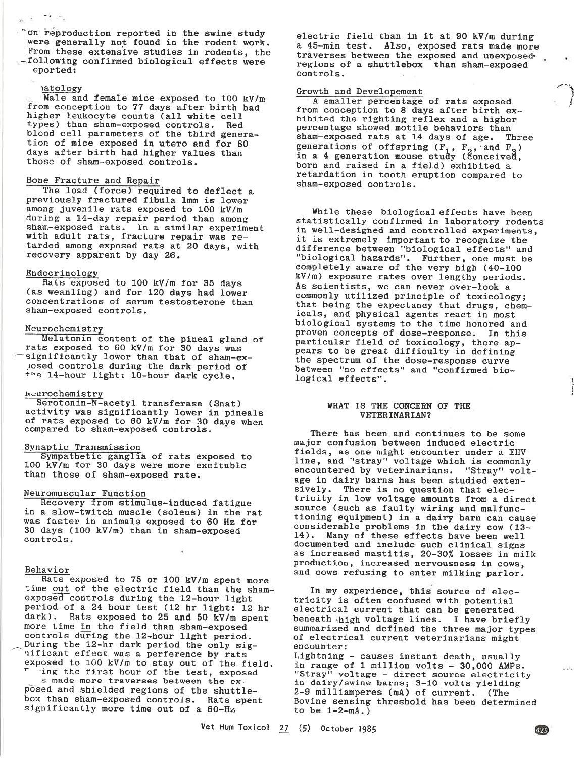on reproduction reported in the swine study were generally not found in the rodent work. From these extensive studies in rodents, the following confirmed biological effects were eported:

### latology

Male and female mice exposed to 100 kV/m from conception to 77 days after birth had higher leukocyte counts (all white cell types) than sham-exposed controls. Red blood cell parameters of the third generation of mice exposed in utero and for 80 days after birth had higher values than those of sham-exposed controls.

### Bone Fracture and Repair

The load (force) required to deflect a previously fractured fibula 1mm is lower among juvenile rats exposed to 100 kV/m during a 14-day repair period than among sham-exposed rats. In a similar experiment with adult rats, fracture repair was retarded among exposed rats at 20 days, with recovery apparent by day 26.

### Endocrinology

Rats exposed to 100 kV/m for 35 days (as weanling) and for 120 days had lower concentrations of serum testosterone than sham-exposed controls.

### Neurochemistry

Melatonin content of the pineal gland of rats exposed to 60 kV/m for 30 days was significantly lower than that of sham-exposed controls during the dark period of the 14-hour light: 10-hour dark cycle.

### Neurochemistry

Serotonin-N-acetyl transferase (Snat) activity was significantly lower in pineals of rats exposed to 60 kV/m for 30 days when compared to sham-exposed controls.

### Synaptic Transmission

Sympathetic ganglia of rats exposed to 100 kV/m for 30 days were more excitable than those of sham-exposed rate.

### Neuromuscular Function

Recovery from stimulus-induced fatigue in a slow-twitch muscle (soleus) in the rat was faster in animals exposed to 60 Hz for 30 days (100 kV/m) than in sham-exposed controls.

### Behavior

Rats exposed to 75 or 100 kV/m spent more time out of the electric field than the sham-exposed controls during the 12-hour light period of a 24 hour test (12 hr light: 12 hr dark). Rats exposed to 25 and 50 kV/m spent more time in the field than sham-exposed controls during the 12-hour light period. During the 12-hr dark period the only significant effect was a perference by rats exposed to 100 kV/m to stay out of the field. During the first hour of the test, exposed rats made more traverses between the exposed and shielded regions of the shuttlebox than sham-exposed controls. Rats spent significantly more time out of a 60-Hz electric field than in it at 90 kV/m during a 45-min test. Also, exposed rats made more traverses between the exposed and unexposed regions of a shuttlebox than sham-exposed controls.

### Growth and Developement

A smaller percentage of rats exposed from conception to 8 days after birth exhibited the righting reflex and a higher percentage showed motile behaviors than sham-exposed rats at 14 days of age. Three generations of offspring ($F_1$, $F_2$, and $F_3$) in a 4 generation mouse study (conceived, born and raised in a field) exhibited a retardation in tooth eruption compared to sham-exposed controls.

While these biological effects have been statistically confirmed in laboratory rodents in well-designed and controlled experiments, it is extremely important to recognize the difference between "biological effects" and "biological hazards". Further, one must be completely aware of the very high (40-100 kV/m) exposure rates over lengthy periods. As scientists, we can never over-look a commonly utilized principle of toxicology; that being the expectancy that drugs, chemicals, and physical agents react in most biological systems to the time honored and proven concepts of dose-response. In this particular field of toxicology, there appears to be great difficulty in defining the spectrum of the dose-response curve between "no effects" and "confirmed biological effects".

## WHAT IS THE CONCERN OF THE VETERINARIAN?

There has been and continues to be some major confusion between induced electric fields, as one might encounter under a EHV line, and "stray" voltage which is commonly encountered by veterinarians. "Stray" voltage in dairy barns has been studied extensively. There is no question that electricity in low voltage amounts from a direct source (such as faulty wiring and malfunctioning equipment) in a dairy barn can cause considerable problems in the dairy cow (13-14). Many of these effects have been well documented and include such clinical signs as increased mastitis, 20-30% losses in milk production, increased nervousness in cows, and cows refusing to enter milking parlor.

In my experience, this source of electricity is often confused with potential electrical current that can be generated beneath high voltage lines. I have briefly summarized and defined the three major types of electrical current veterinarians might encounter:

Lightning - causes instant death, usually in range of 1 million volts - 30,000 AMPs.
"Stray" voltage - direct source electricity in dairy/swine barns; 3-10 volts yielding 2-9 milliamperes (mA) of current. (The Bovine sensing threshold has been determined to be 1-2-mA.)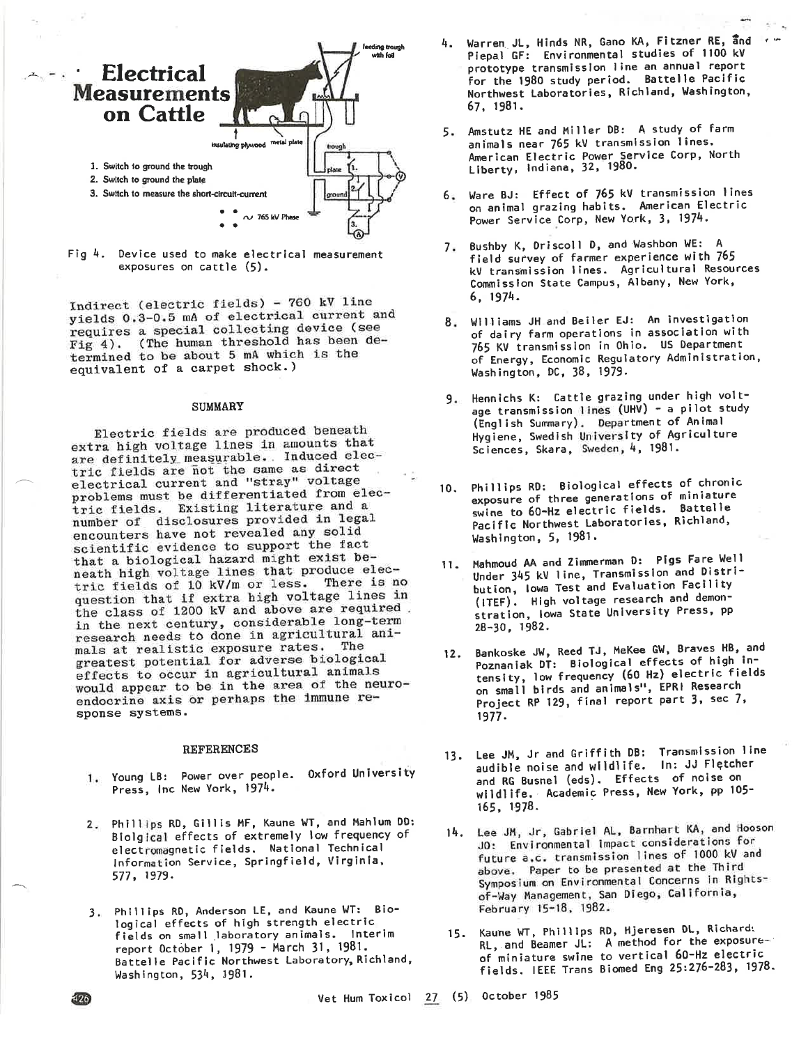# Electrical Measurements on Cattle

feeding trough with foil

insulating plywood

metal plate

trough

plate

ground

1. Switch to ground the trough
2. Switch to ground the plate
3. Switch to measure the short-circuit-current

765 kV Phase

Fig 4. Device used to make electrical measurement exposures on cattle (5).

Indirect (electric fields) - 760 kV line yields 0.3-0.5 mA of electrical current and requires a special collecting device (see Fig 4). (The human threshold has been determined to be about 5 mA which is the equivalent of a carpet shock.)

## SUMMARY

Electric fields are produced beneath extra high voltage lines in amounts that are definitely measurable. Induced electric fields are not the same as direct electrical current and "stray" voltage problems must be differentiated from electric fields. Existing literature and a number of disclosures provided in legal encounters have not revealed any solid scientific evidence to support the fact that a biological hazard might exist beneath high voltage lines that produce electric fields of 10 kV/m or less. There is no question that if extra high voltage lines in the class of 1200 kV and above are required in the next century, considerable long-term research needs to done in agricultural animals at realistic exposure rates. The greatest potential for adverse biological effects to occur in agricultural animals would appear to be in the area of the neuroendocrine axis or perhaps the immune response systems.

## REFERENCES

1. Young LB: Power over people. Oxford University Press, Inc New York, 1974.
2. Phillips RD, Gillis MF, Kaune WT, and Mahlum DD: Biolgical effects of extremely low frequency of electromagnetic fields. National Technical Information Service, Springfield, Virginia, 577, 1979.
3. Phillips RD, Anderson LE, and Kaune WT: Biological effects of high strength electric fields on small laboratory animals. Interim report October 1, 1979 - March 31, 1981. Battelle Pacific Northwest Laboratory, Richland, Washington, 534, 1981.
4. Warren JL, Hinds NR, Gano KA, Fitzner RE, and Piepal GF: Environmental studies of 1100 kV prototype transmission line an annual report for the 1980 study period. Battelle Pacific Northwest Laboratories, Richland, Washington, 67, 1981.
5. Amstutz HE and Miller DB: A study of farm animals near 765 kV transmission lines. American Electric Power Service Corp, North Liberty, Indiana, 32, 1980.
6. Ware BJ: Effect of 765 kV transmission lines on animal grazing habits. American Electric Power Service Corp, New York, 3, 1974.
7. Bushby K, Driscoll D, and Washbon WE: A field survey of farmer experience with 765 kV transmission lines. Agricultural Resources Commission State Campus, Albany, New York, 6, 1974.
8. Williams JH and Beiler EJ: An investigation of dairy farm operations in association with 765 KV transmission in Ohio. US Department of Energy, Economic Regulatory Administration, Washington, DC, 38, 1979.
9. Hennichs K: Cattle grazing under high voltage transmission lines (UHV) - a pilot study (English Summary). Department of Animal Hygiene, Swedish University of Agriculture Sciences, Skara, Sweden, 4, 1981.
10. Phillips RD: Biological effects of chronic exposure of three generations of miniature swine to 60-Hz electric fields. Battelle Pacific Northwest Laboratories, Richland, Washington, 5, 1981.
11. Mahmoud AA and Zimmerman D: Pigs Fare Well Under 345 kV line, Transmission and Distribution, Iowa Test and Evaluation Facility (ITEF). High voltage research and demonstration, Iowa State University Press, pp 28-30, 1982.
12. Bankoske JW, Reed TJ, MeKee GW, Braves HB, and Poznaniak DT: Biological effects of high intensity, low frequency (60 Hz) electric fields on small birds and animals", EPRI Research Project RP 129, final report part 3, sec 7, 1977.
13. Lee JM, Jr and Griffith DB: Transmission line audible noise and wildlife. In: JJ Fletcher and RG Busnel (eds). Effects of noise on wildlife. Academic Press, New York, pp 105-165, 1978.
14. Lee JM, Jr, Gabriel AL, Barnhart KA, and Hooson JO: Environmental impact considerations for future a.c. transmission lines of 1000 kV and above. Paper to be presented at the Third Symposium on Environmental Concerns in Rights-of-Way Management, San Diego, California, February 15-18, 1982.
15. Kaune WT, Phillips RD, Hjeresen DL, Richardson RL, and Beamer JL: A method for the exposure of miniature swine to vertical 60-Hz electric fields. IEEE Trans Biomed Eng 25:276-283, 1978.